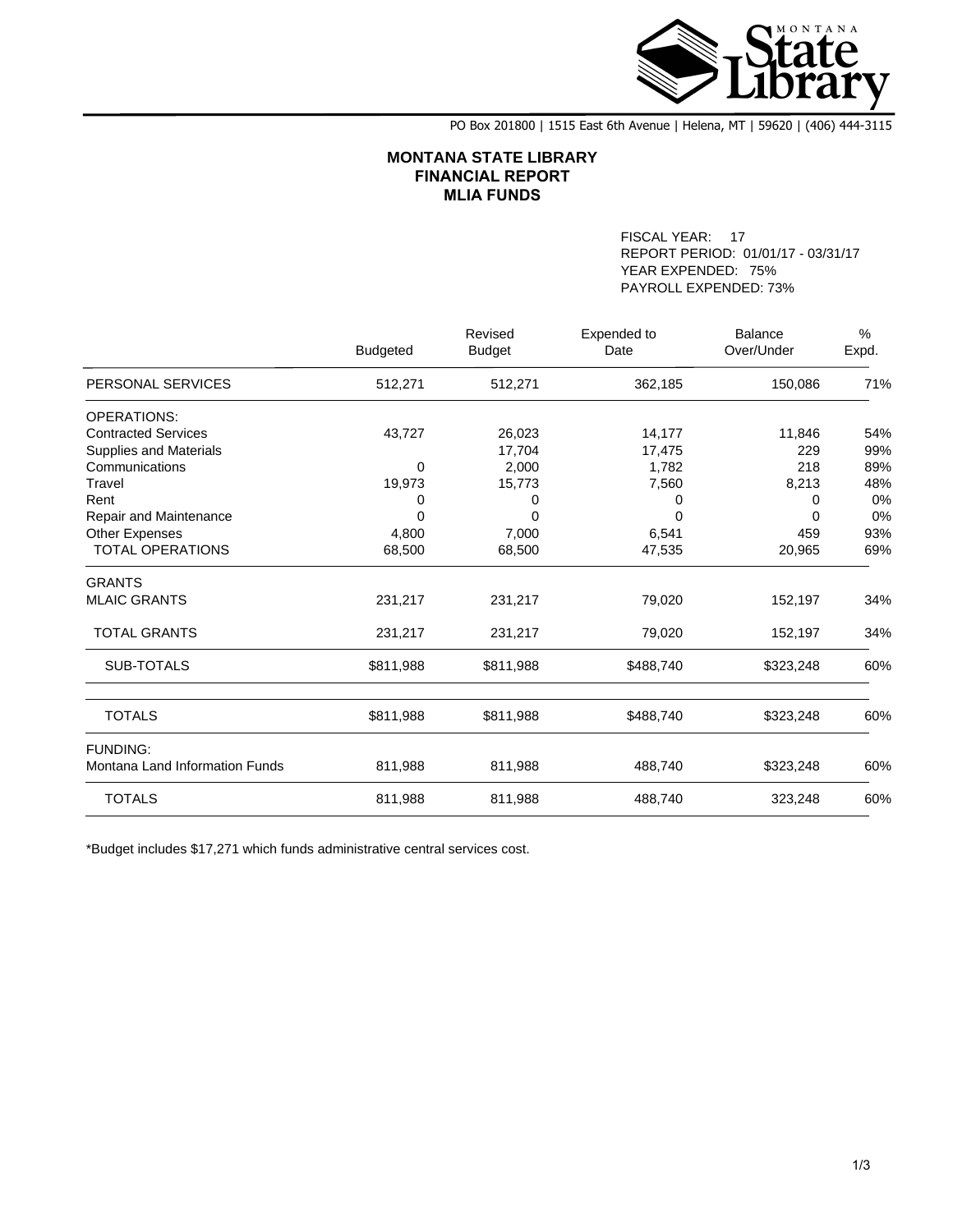Montana State Library

PO Box 201800 | 1515 East 6th Avenue | Helena, MT | 59620 | (406) 444-3115

# MONTANA STATE LIBRARY
## FINANCIAL REPORT
## MLIA FUNDS

FISCAL YEAR: 17
REPORT PERIOD: 01/01/17 - 03/31/17
YEAR EXPENDED: 75%
PAYROLL EXPENDED: 73%

| | Budgeted | Revised Budget | Expended to Date | Balance Over/Under | % Expd. |
|---|---|---|---|---|---|
| PERSONAL SERVICES | 512,271 | 512,271 | 362,185 | 150,086 | 71% |
| OPERATIONS: | | | | | |
| Contracted Services | 43,727 | 26,023 | 14,177 | 11,846 | 54% |
| Supplies and Materials | | 17,704 | 17,475 | 229 | 99% |
| Communications | 0 | 2,000 | 1,782 | 218 | 89% |
| Travel | 19,973 | 15,773 | 7,560 | 8,213 | 48% |
| Rent | 0 | 0 | 0 | 0 | 0% |
| Repair and Maintenance | 0 | 0 | 0 | 0 | 0% |
| Other Expenses | 4,800 | 7,000 | 6,541 | 459 | 93% |
| TOTAL OPERATIONS | 68,500 | 68,500 | 47,535 | 20,965 | 69% |
| GRANTS | | | | | |
| MLAIC GRANTS | 231,217 | 231,217 | 79,020 | 152,197 | 34% |
| TOTAL GRANTS | 231,217 | 231,217 | 79,020 | 152,197 | 34% |
| SUB-TOTALS | $811,988 | $811,988 | $488,740 | $323,248 | 60% |
| TOTALS | $811,988 | $811,988 | $488,740 | $323,248 | 60% |
| FUNDING: | | | | | |
| Montana Land Information Funds | 811,988 | 811,988 | 488,740 | $323,248 | 60% |
| TOTALS | 811,988 | 811,988 | 488,740 | 323,248 | 60% |

*Budget includes $17,271 which funds administrative central services cost.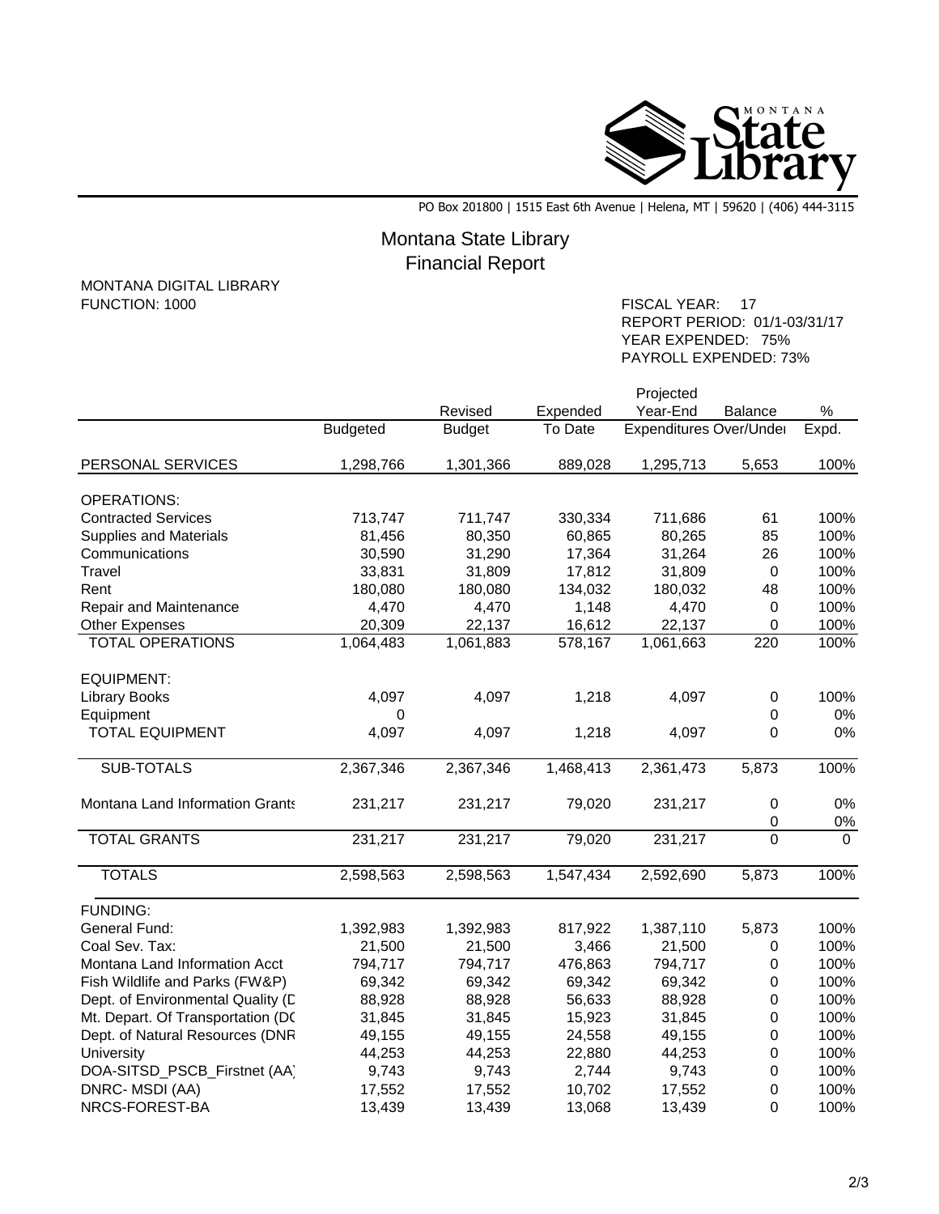PO Box 201800 | 1515 East 6th Avenue | Helena, MT | 59620 | (406) 444-3115

# Montana State Library
## Financial Report

MONTANA DIGITAL LIBRARY
FUNCTION: 1000

FISCAL YEAR: 17
REPORT PERIOD: 01/1-03/31/17
YEAR EXPENDED: 75%
PAYROLL EXPENDED: 73%

| | Budgeted | Revised Budget | Expended To Date | Projected Year-End Expenditures | Balance Over/Under | % Expd. |
|---|---|---|---|---|---|---|
| PERSONAL SERVICES | 1,298,766 | 1,301,366 | 889,028 | 1,295,713 | 5,653 | 100% |
| OPERATIONS: | | | | | | |
| Contracted Services | 713,747 | 711,747 | 330,334 | 711,686 | 61 | 100% |
| Supplies and Materials | 81,456 | 80,350 | 60,865 | 80,265 | 85 | 100% |
| Communications | 30,590 | 31,290 | 17,364 | 31,264 | 26 | 100% |
| Travel | 33,831 | 31,809 | 17,812 | 31,809 | 0 | 100% |
| Rent | 180,080 | 180,080 | 134,032 | 180,032 | 48 | 100% |
| Repair and Maintenance | 4,470 | 4,470 | 1,148 | 4,470 | 0 | 100% |
| Other Expenses | 20,309 | 22,137 | 16,612 | 22,137 | 0 | 100% |
| TOTAL OPERATIONS | 1,064,483 | 1,061,883 | 578,167 | 1,061,663 | 220 | 100% |
| EQUIPMENT: | | | | | | |
| Library Books | 4,097 | 4,097 | 1,218 | 4,097 | 0 | 100% |
| Equipment | 0 | | | | 0 | 0% |
| TOTAL EQUIPMENT | 4,097 | 4,097 | 1,218 | 4,097 | 0 | 0% |
| SUB-TOTALS | 2,367,346 | 2,367,346 | 1,468,413 | 2,361,473 | 5,873 | 100% |
| Montana Land Information Grants | 231,217 | 231,217 | 79,020 | 231,217 | 0 | 0% |
| | | | | | 0 | 0% |
| TOTAL GRANTS | 231,217 | 231,217 | 79,020 | 231,217 | 0 | 0 |
| TOTALS | 2,598,563 | 2,598,563 | 1,547,434 | 2,592,690 | 5,873 | 100% |
| FUNDING: | | | | | | |
| General Fund: | 1,392,983 | 1,392,983 | 817,922 | 1,387,110 | 5,873 | 100% |
| Coal Sev. Tax: | 21,500 | 21,500 | 3,466 | 21,500 | 0 | 100% |
| Montana Land Information Acct | 794,717 | 794,717 | 476,863 | 794,717 | 0 | 100% |
| Fish Wildlife and Parks (FW&P) | 69,342 | 69,342 | 69,342 | 69,342 | 0 | 100% |
| Dept. of Environmental Quality (D | 88,928 | 88,928 | 56,633 | 88,928 | 0 | 100% |
| Mt. Depart. Of Transportation (DO | 31,845 | 31,845 | 15,923 | 31,845 | 0 | 100% |
| Dept. of Natural Resources (DNR | 49,155 | 49,155 | 24,558 | 49,155 | 0 | 100% |
| University | 44,253 | 44,253 | 22,880 | 44,253 | 0 | 100% |
| DOA-SITSD_PSCB_Firstnet (AA) | 9,743 | 9,743 | 2,744 | 9,743 | 0 | 100% |
| DNRC- MSDI (AA) | 17,552 | 17,552 | 10,702 | 17,552 | 0 | 100% |
| NRCS-FOREST-BA | 13,439 | 13,439 | 13,068 | 13,439 | 0 | 100% |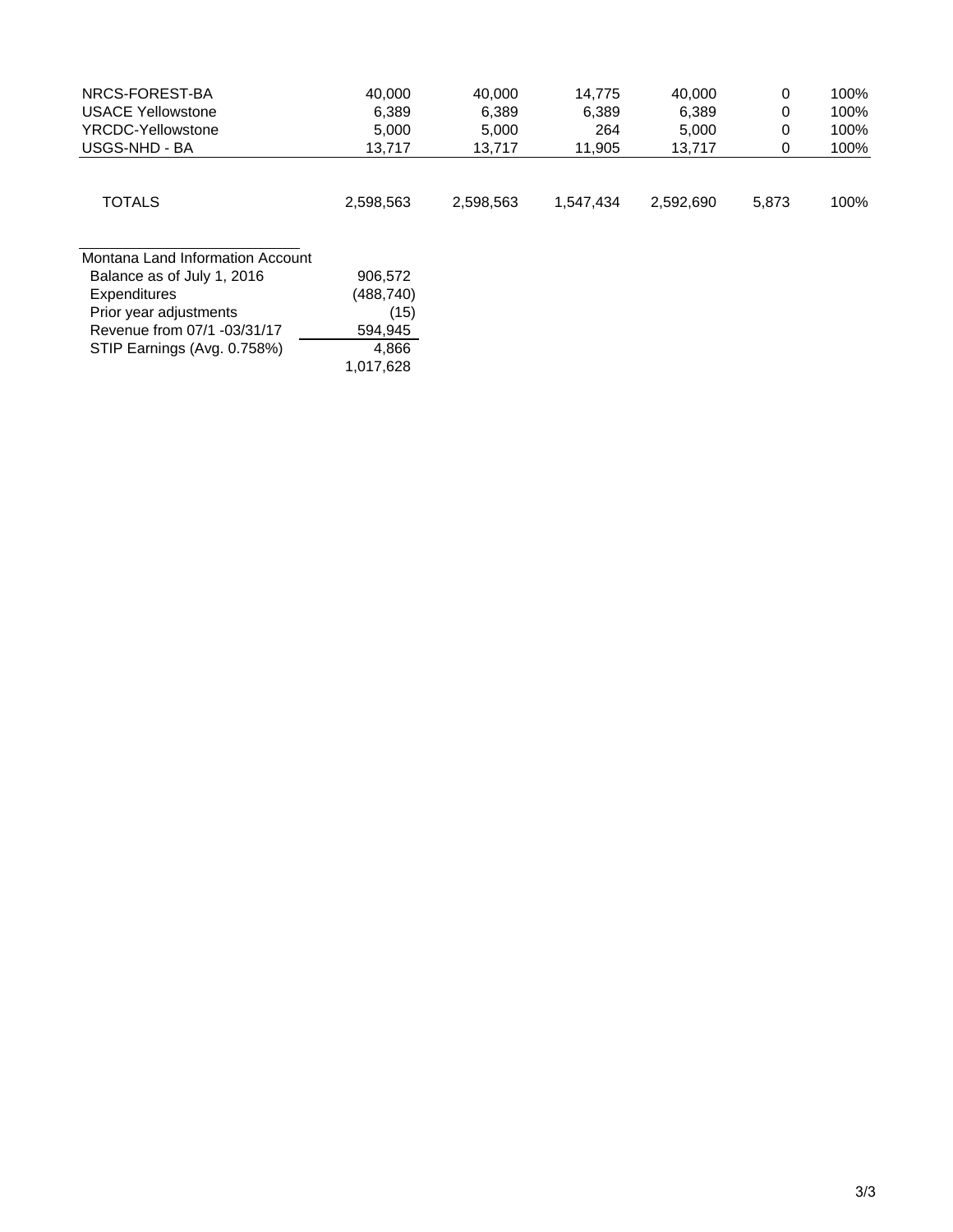| | | | | | | |
|---|---|---|---|---|---|---|
| NRCS-FOREST-BA | 40,000 | 40,000 | 14,775 | 40,000 | 0 | 100% |
| USACE Yellowstone | 6,389 | 6,389 | 6,389 | 6,389 | 0 | 100% |
| YRCDC-Yellowstone | 5,000 | 5,000 | 264 | 5,000 | 0 | 100% |
| USGS-NHD - BA | 13,717 | 13,717 | 11,905 | 13,717 | 0 | 100% |
| TOTALS | 2,598,563 | 2,598,563 | 1,547,434 | 2,592,690 | 5,873 | 100% |

| Montana Land Information Account | |
|---|---|
| Balance as of July 1, 2016 | 906,572 |
| Expenditures | (488,740) |
| Prior year adjustments | (15) |
| Revenue from 07/1 -03/31/17 | 594,945 |
| STIP Earnings (Avg. 0.758%) | 4,866 |
| | 1,017,628 |